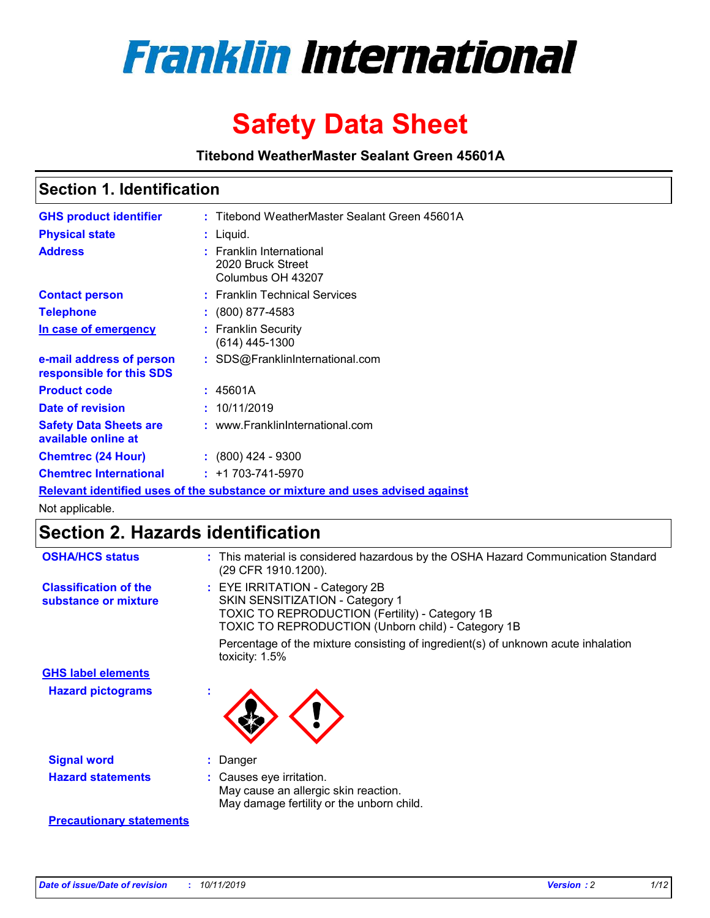# Franklin International

# Safety Data Sheet

**Titebond WeatherMaster Sealant Green 45601A**

## Section 1. Identification

| | |
|---|---|
| **GHS product identifier** | : Titebond WeatherMaster Sealant Green 45601A |
| **Physical state** | : Liquid. |
| **Address** | : Franklin International<br>2020 Bruck Street<br>Columbus OH 43207 |
| **Contact person** | : Franklin Technical Services |
| **Telephone** | : (800) 877-4583 |
| **In case of emergency** | : Franklin Security<br>(614) 445-1300 |
| **e-mail address of person responsible for this SDS** | : SDS@FranklinInternational.com |
| **Product code** | : 45601A |
| **Date of revision** | : 10/11/2019 |
| **Safety Data Sheets are available online at** | : www.FranklinInternational.com |
| **Chemtrec (24 Hour)** | : (800) 424 - 9300 |
| **Chemtrec International** | : +1 703-741-5970 |

**Relevant identified uses of the substance or mixture and uses advised against**

Not applicable.

## Section 2. Hazards identification

**OSHA/HCS status** : This material is considered hazardous by the OSHA Hazard Communication Standard (29 CFR 1910.1200).

**Classification of the substance or mixture** : EYE IRRITATION - Category 2B
SKIN SENSITIZATION - Category 1
TOXIC TO REPRODUCTION (Fertility) - Category 1B
TOXIC TO REPRODUCTION (Unborn child) - Category 1B

Percentage of the mixture consisting of ingredient(s) of unknown acute inhalation toxicity: 1.5%

**GHS label elements**

**Hazard pictograms** :

**Signal word** : Danger

**Hazard statements** : Causes eye irritation.
May cause an allergic skin reaction.
May damage fertility or the unborn child.

**Precautionary statements**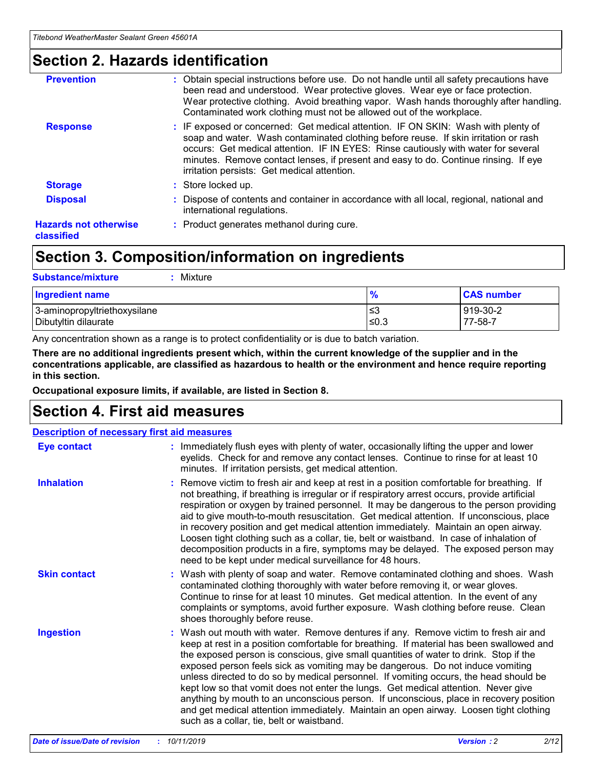## Section 2. Hazards identification

| | |
|---|---|
| **Prevention** | : Obtain special instructions before use. Do not handle until all safety precautions have been read and understood. Wear protective gloves. Wear eye or face protection. Wear protective clothing. Avoid breathing vapor. Wash hands thoroughly after handling. Contaminated work clothing must not be allowed out of the workplace. |
| **Response** | : IF exposed or concerned: Get medical attention. IF ON SKIN: Wash with plenty of soap and water. Wash contaminated clothing before reuse. If skin irritation or rash occurs: Get medical attention. IF IN EYES: Rinse cautiously with water for several minutes. Remove contact lenses, if present and easy to do. Continue rinsing. If eye irritation persists: Get medical attention. |
| **Storage** | : Store locked up. |
| **Disposal** | : Dispose of contents and container in accordance with all local, regional, national and international regulations. |
| **Hazards not otherwise classified** | : Product generates methanol during cure. |

## Section 3. Composition/information on ingredients

**Substance/mixture** : Mixture

| Ingredient name | % | CAS number |
|---|---|---|
| 3-aminopropyltriethoxysilane | ≤3 | 919-30-2 |
| Dibutyltin dilaurate | ≤0.3 | 77-58-7 |

Any concentration shown as a range is to protect confidentiality or is due to batch variation.

**There are no additional ingredients present which, within the current knowledge of the supplier and in the concentrations applicable, are classified as hazardous to health or the environment and hence require reporting in this section.**

**Occupational exposure limits, if available, are listed in Section 8.**

## Section 4. First aid measures

**Description of necessary first aid measures**

| | |
|---|---|
| **Eye contact** | : Immediately flush eyes with plenty of water, occasionally lifting the upper and lower eyelids. Check for and remove any contact lenses. Continue to rinse for at least 10 minutes. If irritation persists, get medical attention. |
| **Inhalation** | : Remove victim to fresh air and keep at rest in a position comfortable for breathing. If not breathing, if breathing is irregular or if respiratory arrest occurs, provide artificial respiration or oxygen by trained personnel. It may be dangerous to the person providing aid to give mouth-to-mouth resuscitation. Get medical attention. If unconscious, place in recovery position and get medical attention immediately. Maintain an open airway. Loosen tight clothing such as a collar, tie, belt or waistband. In case of inhalation of decomposition products in a fire, symptoms may be delayed. The exposed person may need to be kept under medical surveillance for 48 hours. |
| **Skin contact** | : Wash with plenty of soap and water. Remove contaminated clothing and shoes. Wash contaminated clothing thoroughly with water before removing it, or wear gloves. Continue to rinse for at least 10 minutes. Get medical attention. In the event of any complaints or symptoms, avoid further exposure. Wash clothing before reuse. Clean shoes thoroughly before reuse. |
| **Ingestion** | : Wash out mouth with water. Remove dentures if any. Remove victim to fresh air and keep at rest in a position comfortable for breathing. If material has been swallowed and the exposed person is conscious, give small quantities of water to drink. Stop if the exposed person feels sick as vomiting may be dangerous. Do not induce vomiting unless directed to do so by medical personnel. If vomiting occurs, the head should be kept low so that vomit does not enter the lungs. Get medical attention. Never give anything by mouth to an unconscious person. If unconscious, place in recovery position and get medical attention immediately. Maintain an open airway. Loosen tight clothing such as a collar, tie, belt or waistband. |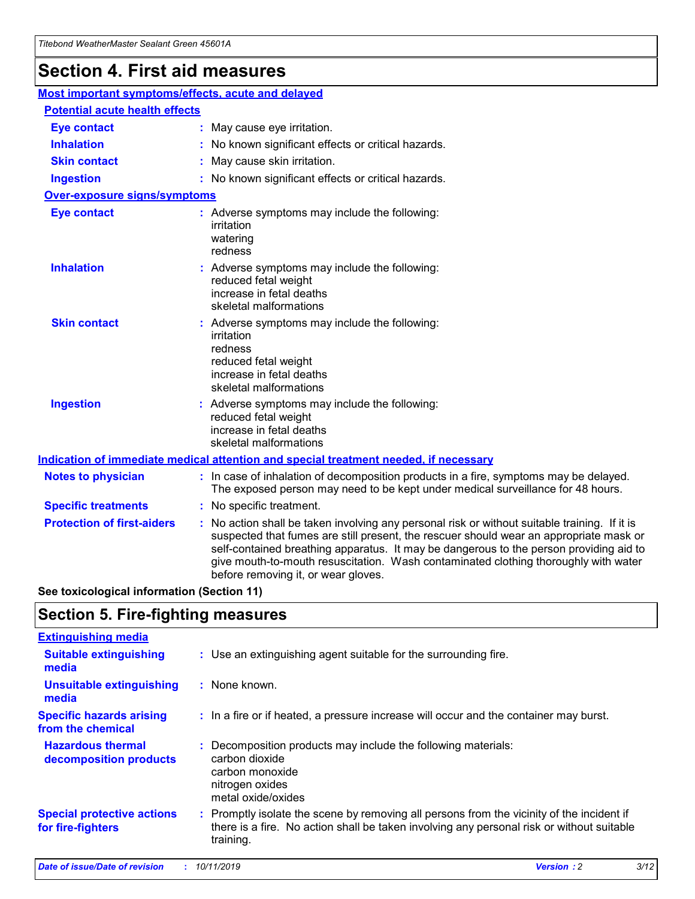# Section 4. First aid measures

## Most important symptoms/effects, acute and delayed

### Potential acute health effects

| | |
|---|---|
| **Eye contact** | May cause eye irritation. |
| **Inhalation** | No known significant effects or critical hazards. |
| **Skin contact** | May cause skin irritation. |
| **Ingestion** | No known significant effects or critical hazards. |

### Over-exposure signs/symptoms

| | |
|---|---|
| **Eye contact** | Adverse symptoms may include the following: irritation, watering, redness |
| **Inhalation** | Adverse symptoms may include the following: reduced fetal weight, increase in fetal deaths, skeletal malformations |
| **Skin contact** | Adverse symptoms may include the following: irritation, redness, reduced fetal weight, increase in fetal deaths, skeletal malformations |
| **Ingestion** | Adverse symptoms may include the following: reduced fetal weight, increase in fetal deaths, skeletal malformations |

## Indication of immediate medical attention and special treatment needed, if necessary

| | |
|---|---|
| **Notes to physician** | In case of inhalation of decomposition products in a fire, symptoms may be delayed. The exposed person may need to be kept under medical surveillance for 48 hours. |
| **Specific treatments** | No specific treatment. |
| **Protection of first-aiders** | No action shall be taken involving any personal risk or without suitable training. If it is suspected that fumes are still present, the rescuer should wear an appropriate mask or self-contained breathing apparatus. It may be dangerous to the person providing aid to give mouth-to-mouth resuscitation. Wash contaminated clothing thoroughly with water before removing it, or wear gloves. |

**See toxicological information (Section 11)**

# Section 5. Fire-fighting measures

## Extinguishing media

| | |
|---|---|
| **Suitable extinguishing media** | Use an extinguishing agent suitable for the surrounding fire. |
| **Unsuitable extinguishing media** | None known. |
| **Specific hazards arising from the chemical** | In a fire or if heated, a pressure increase will occur and the container may burst. |
| **Hazardous thermal decomposition products** | Decomposition products may include the following materials: carbon dioxide, carbon monoxide, nitrogen oxides, metal oxide/oxides |
| **Special protective actions for fire-fighters** | Promptly isolate the scene by removing all persons from the vicinity of the incident if there is a fire. No action shall be taken involving any personal risk or without suitable training. |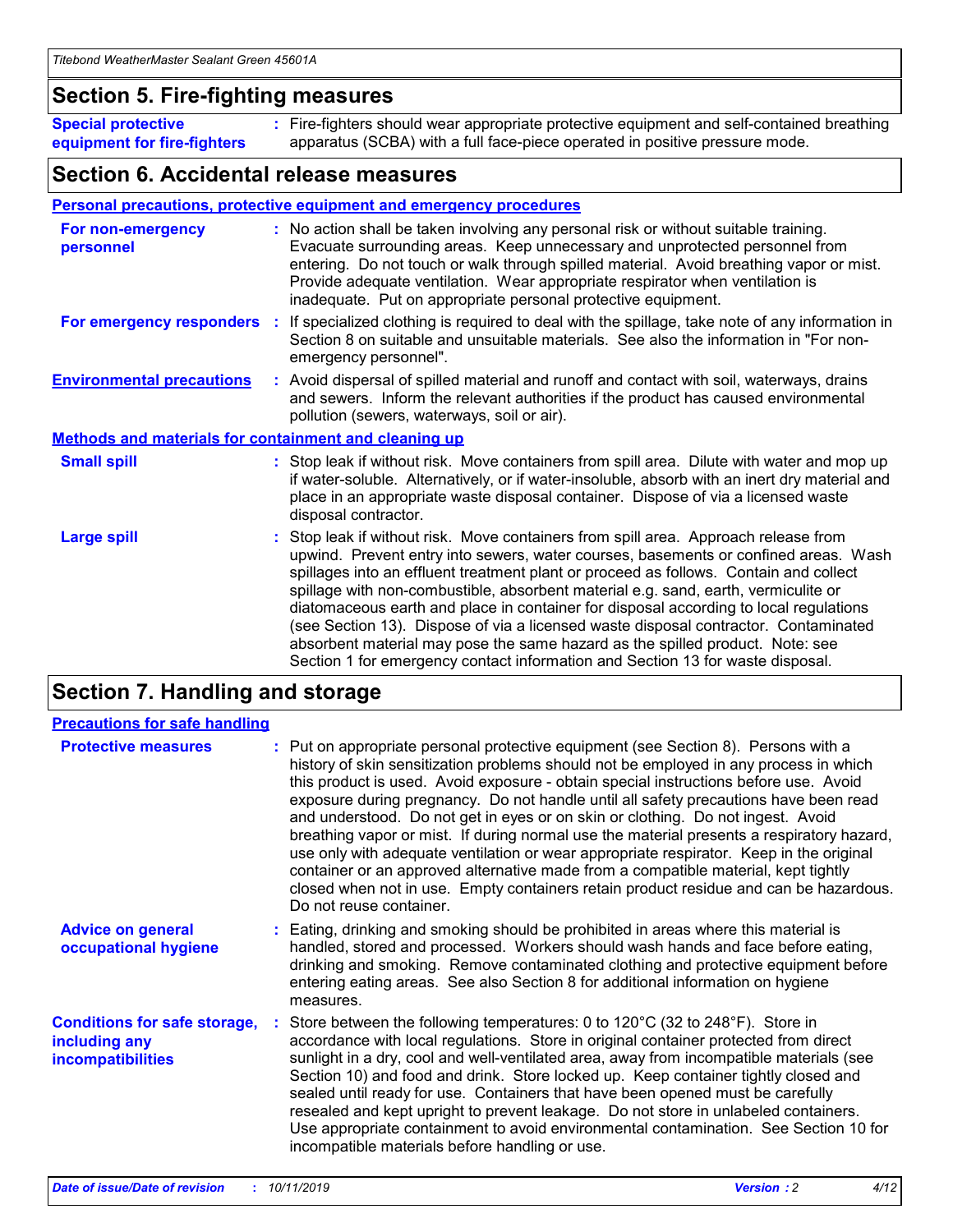## Section 5. Fire-fighting measures

**Special protective equipment for fire-fighters** : Fire-fighters should wear appropriate protective equipment and self-contained breathing apparatus (SCBA) with a full face-piece operated in positive pressure mode.

## Section 6. Accidental release measures

### Personal precautions, protective equipment and emergency procedures

**For non-emergency personnel** : No action shall be taken involving any personal risk or without suitable training. Evacuate surrounding areas. Keep unnecessary and unprotected personnel from entering. Do not touch or walk through spilled material. Avoid breathing vapor or mist. Provide adequate ventilation. Wear appropriate respirator when ventilation is inadequate. Put on appropriate personal protective equipment.

**For emergency responders** : If specialized clothing is required to deal with the spillage, take note of any information in Section 8 on suitable and unsuitable materials. See also the information in "For non-emergency personnel".

**Environmental precautions** : Avoid dispersal of spilled material and runoff and contact with soil, waterways, drains and sewers. Inform the relevant authorities if the product has caused environmental pollution (sewers, waterways, soil or air).

### Methods and materials for containment and cleaning up

**Small spill** : Stop leak if without risk. Move containers from spill area. Dilute with water and mop up if water-soluble. Alternatively, or if water-insoluble, absorb with an inert dry material and place in an appropriate waste disposal container. Dispose of via a licensed waste disposal contractor.

**Large spill** : Stop leak if without risk. Move containers from spill area. Approach release from upwind. Prevent entry into sewers, water courses, basements or confined areas. Wash spillages into an effluent treatment plant or proceed as follows. Contain and collect spillage with non-combustible, absorbent material e.g. sand, earth, vermiculite or diatomaceous earth and place in container for disposal according to local regulations (see Section 13). Dispose of via a licensed waste disposal contractor. Contaminated absorbent material may pose the same hazard as the spilled product. Note: see Section 1 for emergency contact information and Section 13 for waste disposal.

## Section 7. Handling and storage

### Precautions for safe handling

**Protective measures** : Put on appropriate personal protective equipment (see Section 8). Persons with a history of skin sensitization problems should not be employed in any process in which this product is used. Avoid exposure - obtain special instructions before use. Avoid exposure during pregnancy. Do not handle until all safety precautions have been read and understood. Do not get in eyes or on skin or clothing. Do not ingest. Avoid breathing vapor or mist. If during normal use the material presents a respiratory hazard, use only with adequate ventilation or wear appropriate respirator. Keep in the original container or an approved alternative made from a compatible material, kept tightly closed when not in use. Empty containers retain product residue and can be hazardous. Do not reuse container.

**Advice on general occupational hygiene** : Eating, drinking and smoking should be prohibited in areas where this material is handled, stored and processed. Workers should wash hands and face before eating, drinking and smoking. Remove contaminated clothing and protective equipment before entering eating areas. See also Section 8 for additional information on hygiene measures.

**Conditions for safe storage, including any incompatibilities** : Store between the following temperatures: 0 to 120°C (32 to 248°F). Store in accordance with local regulations. Store in original container protected from direct sunlight in a dry, cool and well-ventilated area, away from incompatible materials (see Section 10) and food and drink. Store locked up. Keep container tightly closed and sealed until ready for use. Containers that have been opened must be carefully resealed and kept upright to prevent leakage. Do not store in unlabeled containers. Use appropriate containment to avoid environmental contamination. See Section 10 for incompatible materials before handling or use.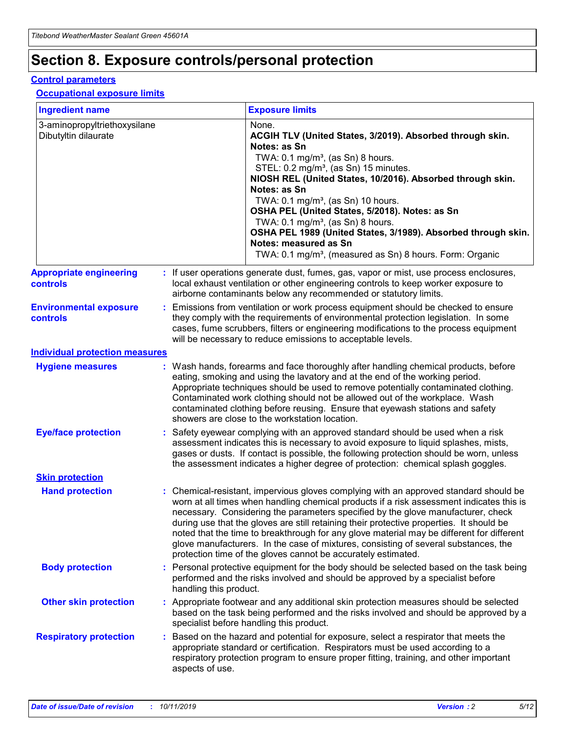# Section 8. Exposure controls/personal protection

## Control parameters

### Occupational exposure limits

| Ingredient name | Exposure limits |
|---|---|
| 3-aminopropyltriethoxysilane<br>Dibutyltin dilaurate | None.<br>**ACGIH TLV (United States, 3/2019). Absorbed through skin. Notes: as Sn**<br>TWA: 0.1 mg/m³, (as Sn) 8 hours.<br>STEL: 0.2 mg/m³, (as Sn) 15 minutes.<br>**NIOSH REL (United States, 10/2016). Absorbed through skin. Notes: as Sn**<br>TWA: 0.1 mg/m³, (as Sn) 10 hours.<br>**OSHA PEL (United States, 5/2018). Notes: as Sn**<br>TWA: 0.1 mg/m³, (as Sn) 8 hours.<br>**OSHA PEL 1989 (United States, 3/1989). Absorbed through skin. Notes: measured as Sn**<br>TWA: 0.1 mg/m³, (measured as Sn) 8 hours. Form: Organic |

**Appropriate engineering controls** : If user operations generate dust, fumes, gas, vapor or mist, use process enclosures, local exhaust ventilation or other engineering controls to keep worker exposure to airborne contaminants below any recommended or statutory limits.

**Environmental exposure controls** : Emissions from ventilation or work process equipment should be checked to ensure they comply with the requirements of environmental protection legislation. In some cases, fume scrubbers, filters or engineering modifications to the process equipment will be necessary to reduce emissions to acceptable levels.

## Individual protection measures

**Hygiene measures** : Wash hands, forearms and face thoroughly after handling chemical products, before eating, smoking and using the lavatory and at the end of the working period. Appropriate techniques should be used to remove potentially contaminated clothing. Contaminated work clothing should not be allowed out of the workplace. Wash contaminated clothing before reusing. Ensure that eyewash stations and safety showers are close to the workstation location.

**Eye/face protection** : Safety eyewear complying with an approved standard should be used when a risk assessment indicates this is necessary to avoid exposure to liquid splashes, mists, gases or dusts. If contact is possible, the following protection should be worn, unless the assessment indicates a higher degree of protection: chemical splash goggles.

### Skin protection

**Hand protection** : Chemical-resistant, impervious gloves complying with an approved standard should be worn at all times when handling chemical products if a risk assessment indicates this is necessary. Considering the parameters specified by the glove manufacturer, check during use that the gloves are still retaining their protective properties. It should be noted that the time to breakthrough for any glove material may be different for different glove manufacturers. In the case of mixtures, consisting of several substances, the protection time of the gloves cannot be accurately estimated.

**Body protection** : Personal protective equipment for the body should be selected based on the task being performed and the risks involved and should be approved by a specialist before handling this product.

**Other skin protection** : Appropriate footwear and any additional skin protection measures should be selected based on the task being performed and the risks involved and should be approved by a specialist before handling this product.

**Respiratory protection** : Based on the hazard and potential for exposure, select a respirator that meets the appropriate standard or certification. Respirators must be used according to a respiratory protection program to ensure proper fitting, training, and other important aspects of use.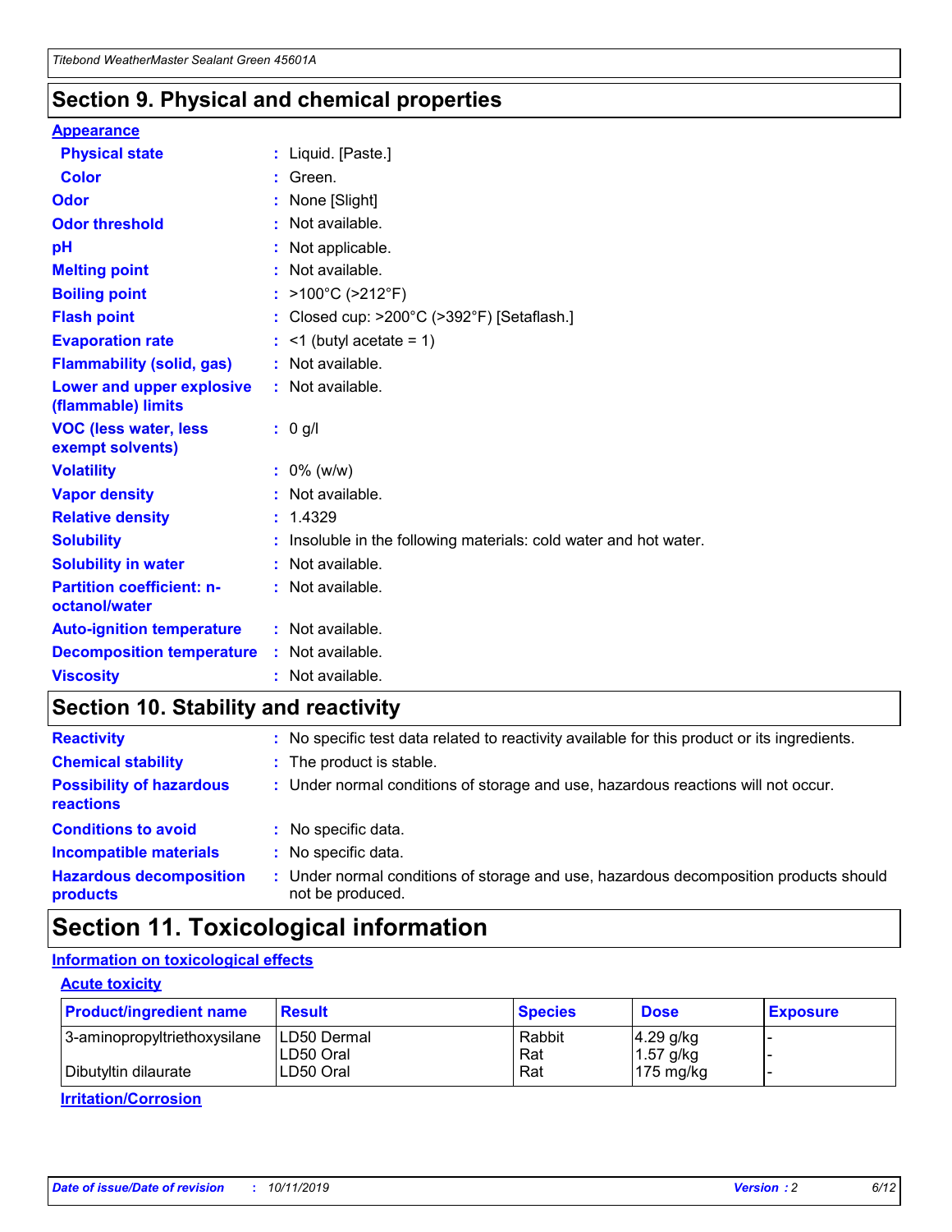## Section 9. Physical and chemical properties

### Appearance

| | |
|---|---|
| **Physical state** | : Liquid. [Paste.] |
| **Color** | : Green. |
| **Odor** | : None [Slight] |
| **Odor threshold** | : Not available. |
| **pH** | : Not applicable. |
| **Melting point** | : Not available. |
| **Boiling point** | : >100°C (>212°F) |
| **Flash point** | : Closed cup: >200°C (>392°F) [Setaflash.] |
| **Evaporation rate** | : <1 (butyl acetate = 1) |
| **Flammability (solid, gas)** | : Not available. |
| **Lower and upper explosive (flammable) limits** | : Not available. |
| **VOC (less water, less exempt solvents)** | : 0 g/l |
| **Volatility** | : 0% (w/w) |
| **Vapor density** | : Not available. |
| **Relative density** | : 1.4329 |
| **Solubility** | : Insoluble in the following materials: cold water and hot water. |
| **Solubility in water** | : Not available. |
| **Partition coefficient: n-octanol/water** | : Not available. |
| **Auto-ignition temperature** | : Not available. |
| **Decomposition temperature** | : Not available. |
| **Viscosity** | : Not available. |

## Section 10. Stability and reactivity

| | |
|---|---|
| **Reactivity** | : No specific test data related to reactivity available for this product or its ingredients. |
| **Chemical stability** | : The product is stable. |
| **Possibility of hazardous reactions** | : Under normal conditions of storage and use, hazardous reactions will not occur. |
| **Conditions to avoid** | : No specific data. |
| **Incompatible materials** | : No specific data. |
| **Hazardous decomposition products** | : Under normal conditions of storage and use, hazardous decomposition products should not be produced. |

## Section 11. Toxicological information

### Information on toxicological effects

#### Acute toxicity

| Product/ingredient name | Result | Species | Dose | Exposure |
|---|---|---|---|---|
| 3-aminopropyltriethoxysilane | LD50 Dermal | Rabbit | 4.29 g/kg | - |
| | LD50 Oral | Rat | 1.57 g/kg | - |
| Dibutyltin dilaurate | LD50 Oral | Rat | 175 mg/kg | - |

#### Irritation/Corrosion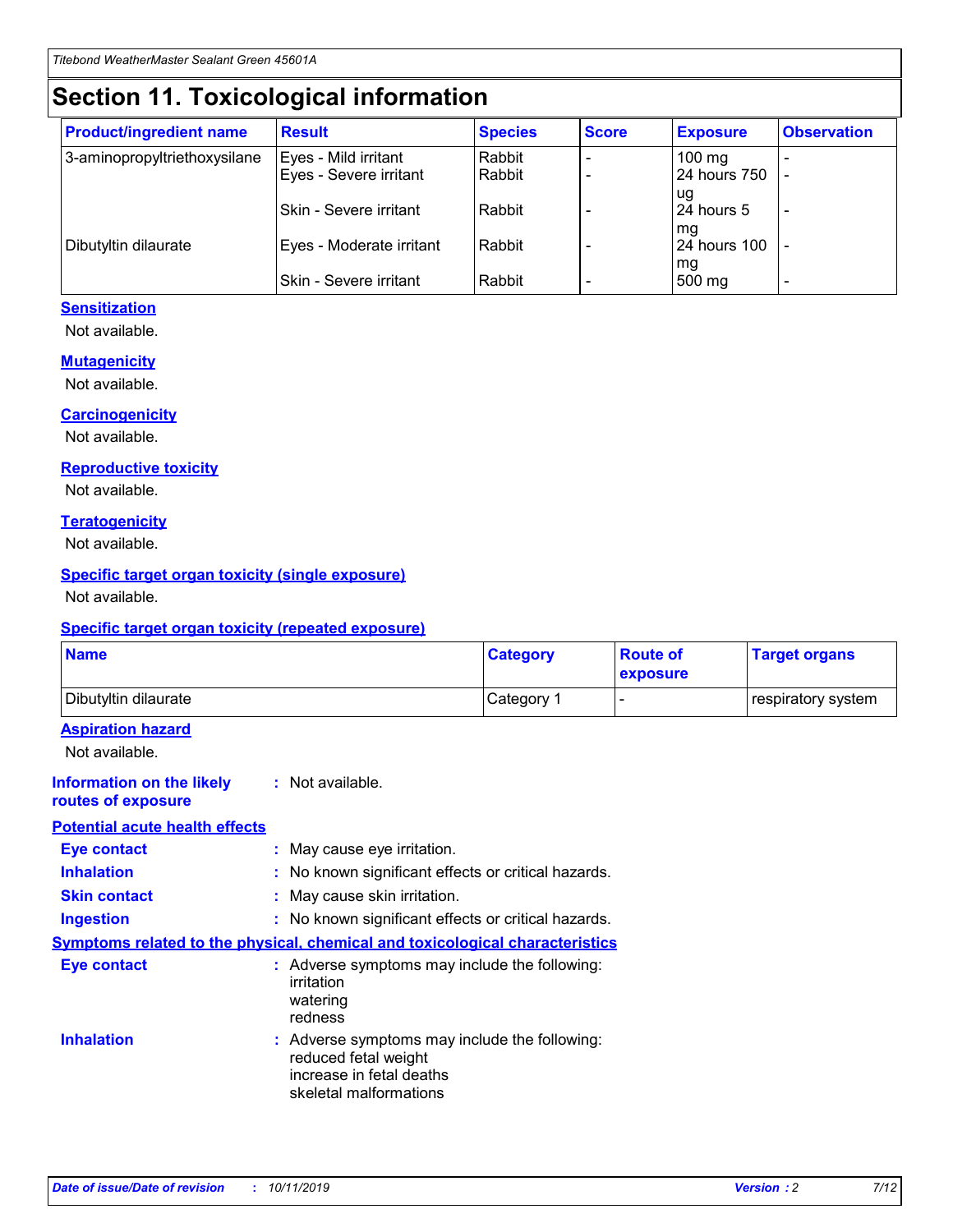# Section 11. Toxicological information

| Product/ingredient name | Result | Species | Score | Exposure | Observation |
|---|---|---|---|---|---|
| 3-aminopropyltriethoxysilane | Eyes - Mild irritant | Rabbit | - | 100 mg | - |
| | Eyes - Severe irritant | Rabbit | - | 24 hours 750 ug | - |
| | Skin - Severe irritant | Rabbit | - | 24 hours 5 mg | - |
| Dibutyltin dilaurate | Eyes - Moderate irritant | Rabbit | - | 24 hours 100 mg | - |
| | Skin - Severe irritant | Rabbit | - | 500 mg | - |

### Sensitization

Not available.

### Mutagenicity

Not available.

### Carcinogenicity

Not available.

### Reproductive toxicity

Not available.

### Teratogenicity

Not available.

### Specific target organ toxicity (single exposure)

Not available.

### Specific target organ toxicity (repeated exposure)

| Name | Category | Route of exposure | Target organs |
|---|---|---|---|
| Dibutyltin dilaurate | Category 1 | - | respiratory system |

### Aspiration hazard

Not available.

**Information on the likely routes of exposure** : Not available.

### Potential acute health effects

**Eye contact** : May cause eye irritation.

**Inhalation** : No known significant effects or critical hazards.

**Skin contact** : May cause skin irritation.

**Ingestion** : No known significant effects or critical hazards.

### Symptoms related to the physical, chemical and toxicological characteristics

**Eye contact** : Adverse symptoms may include the following:
irritation
watering
redness

**Inhalation** : Adverse symptoms may include the following:
reduced fetal weight
increase in fetal deaths
skeletal malformations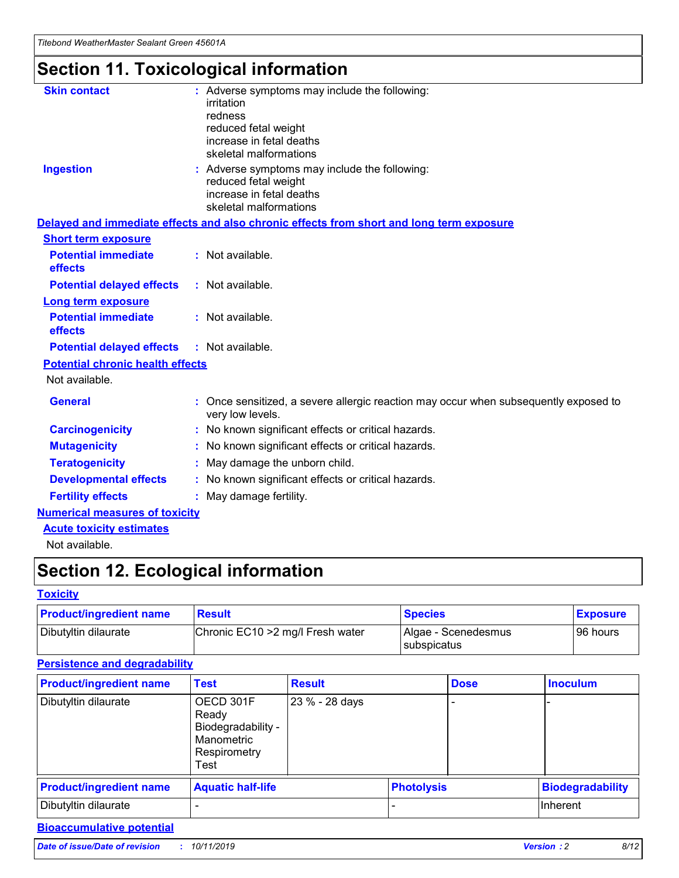# Section 11. Toxicological information

**Skin contact** : Adverse symptoms may include the following:
irritation
redness
reduced fetal weight
increase in fetal deaths
skeletal malformations

**Ingestion** : Adverse symptoms may include the following:
reduced fetal weight
increase in fetal deaths
skeletal malformations

**Delayed and immediate effects and also chronic effects from short and long term exposure**

**Short term exposure**

**Potential immediate effects** : Not available.

**Potential delayed effects** : Not available.

**Long term exposure**

**Potential immediate effects** : Not available.

**Potential delayed effects** : Not available.

**Potential chronic health effects**

Not available.

**General** : Once sensitized, a severe allergic reaction may occur when subsequently exposed to very low levels.

**Carcinogenicity** : No known significant effects or critical hazards.

**Mutagenicity** : No known significant effects or critical hazards.

**Teratogenicity** : May damage the unborn child.

**Developmental effects** : No known significant effects or critical hazards.

**Fertility effects** : May damage fertility.

**Numerical measures of toxicity**

**Acute toxicity estimates**

Not available.

# Section 12. Ecological information

**Toxicity**

| Product/ingredient name | Result | Species | Exposure |
| --- | --- | --- | --- |
| Dibutyltin dilaurate | Chronic EC10 >2 mg/l Fresh water | Algae - Scenedesmus subspicatus | 96 hours |

**Persistence and degradability**

| Product/ingredient name | Test | Result | Dose | Inoculum |
| --- | --- | --- | --- | --- |
| Dibutyltin dilaurate | OECD 301F Ready Biodegradability - Manometric Respirometry Test | 23 % - 28 days | - | - |

| Product/ingredient name | Aquatic half-life | Photolysis | Biodegradability |
| --- | --- | --- | --- |
| Dibutyltin dilaurate | - | - | Inherent |

**Bioaccumulative potential**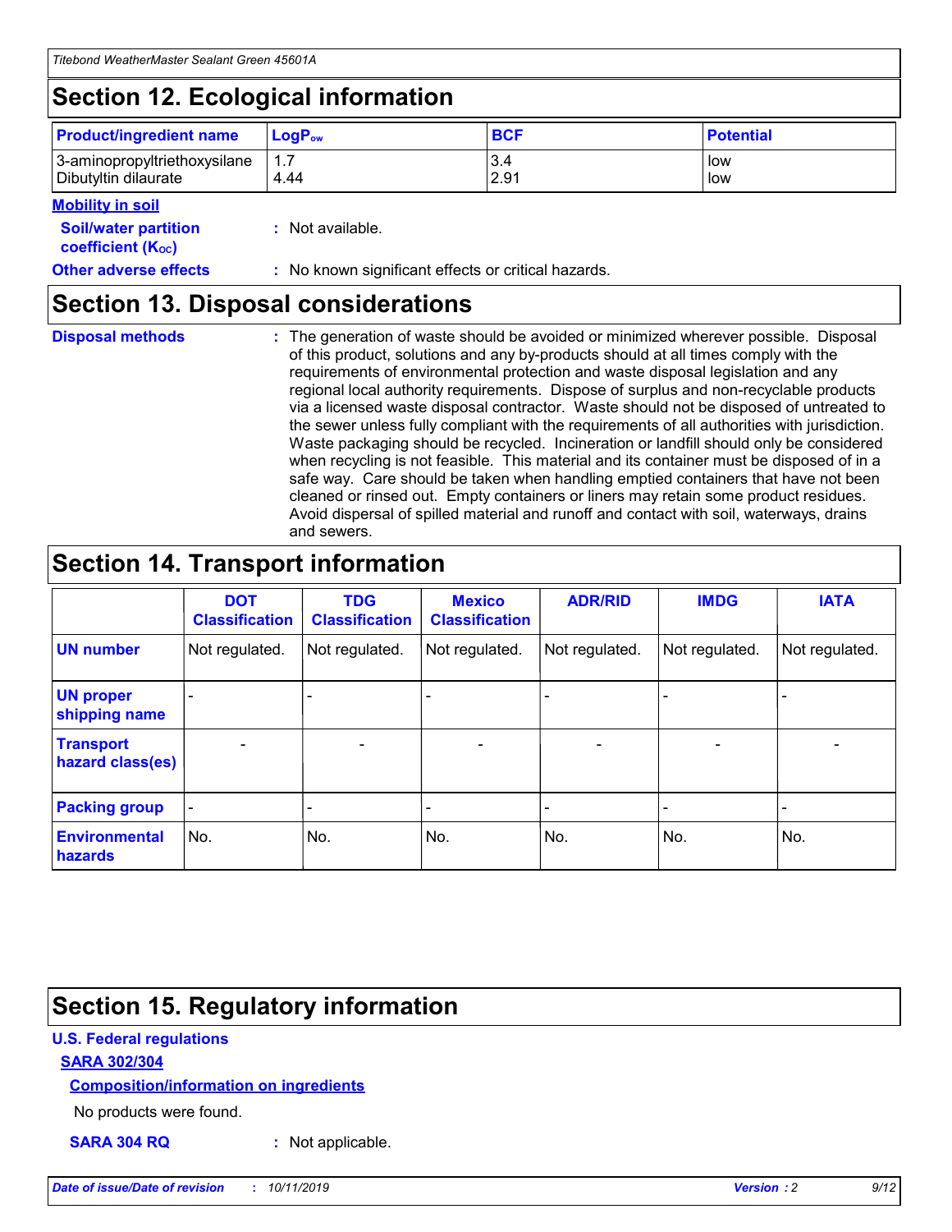# Section 12. Ecological information

| Product/ingredient name | $LogP_{ow}$ | BCF | Potential |
|---|---|---|---|
| 3-aminopropyltriethoxysilane | 1.7 | 3.4 | low |
| Dibutyltin dilaurate | 4.44 | 2.91 | low |

**Mobility in soil**

**Soil/water partition coefficient ($K_{OC}$)** : Not available.

**Other adverse effects** : No known significant effects or critical hazards.

# Section 13. Disposal considerations

**Disposal methods** : The generation of waste should be avoided or minimized wherever possible. Disposal of this product, solutions and any by-products should at all times comply with the requirements of environmental protection and waste disposal legislation and any regional local authority requirements. Dispose of surplus and non-recyclable products via a licensed waste disposal contractor. Waste should not be disposed of untreated to the sewer unless fully compliant with the requirements of all authorities with jurisdiction. Waste packaging should be recycled. Incineration or landfill should only be considered when recycling is not feasible. This material and its container must be disposed of in a safe way. Care should be taken when handling emptied containers that have not been cleaned or rinsed out. Empty containers or liners may retain some product residues. Avoid dispersal of spilled material and runoff and contact with soil, waterways, drains and sewers.

# Section 14. Transport information

| | DOT Classification | TDG Classification | Mexico Classification | ADR/RID | IMDG | IATA |
|---|---|---|---|---|---|---|
| UN number | Not regulated. | Not regulated. | Not regulated. | Not regulated. | Not regulated. | Not regulated. |
| UN proper shipping name | - | - | - | - | - | - |
| Transport hazard class(es) | - | - | - | - | - | - |
| Packing group | - | - | - | - | - | - |
| Environmental hazards | No. | No. | No. | No. | No. | No. |

# Section 15. Regulatory information

**U.S. Federal regulations**

**SARA 302/304**

**Composition/information on ingredients**

No products were found.

**SARA 304 RQ** : Not applicable.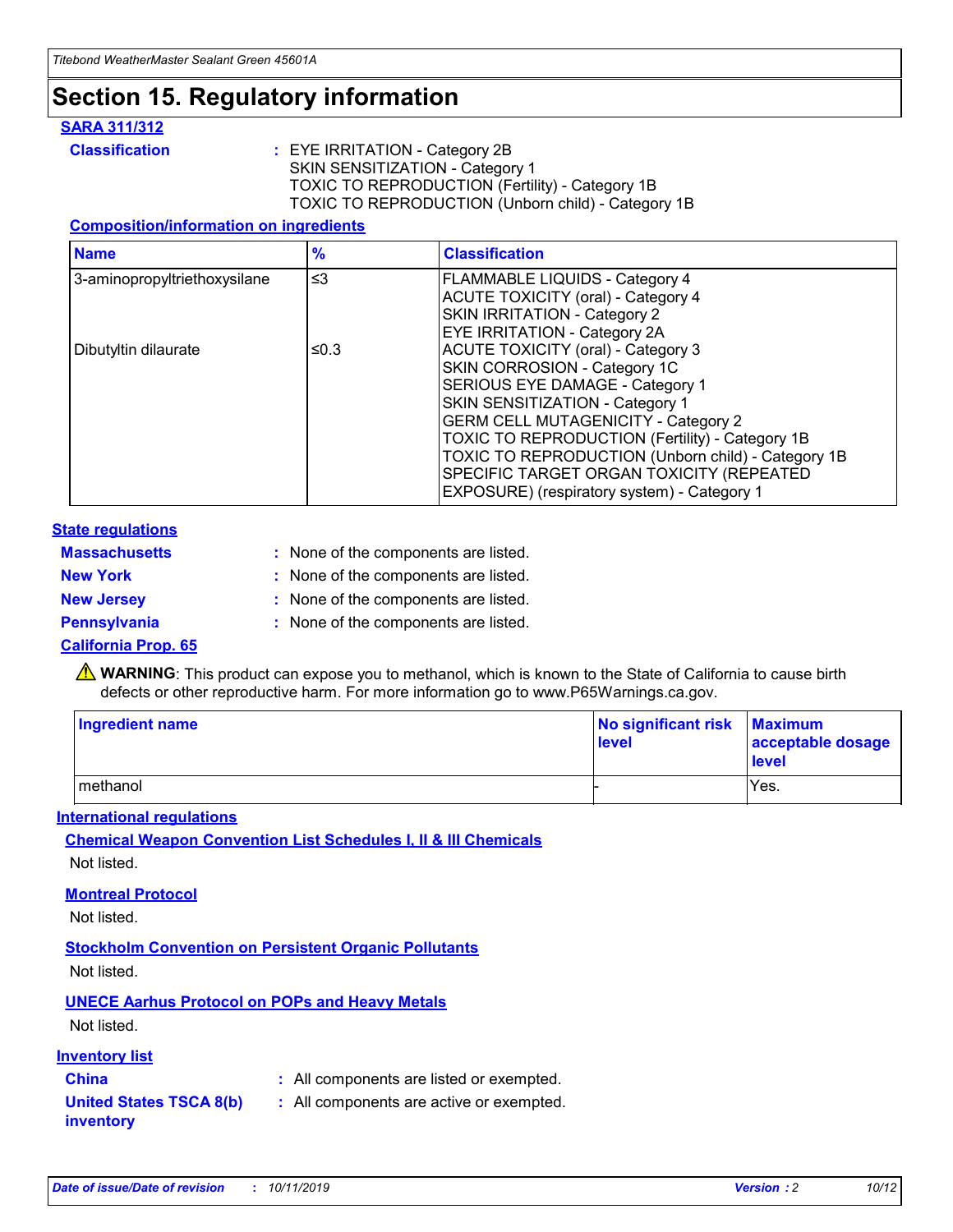# Section 15. Regulatory information

## SARA 311/312

**Classification** : EYE IRRITATION - Category 2B
SKIN SENSITIZATION - Category 1
TOXIC TO REPRODUCTION (Fertility) - Category 1B
TOXIC TO REPRODUCTION (Unborn child) - Category 1B

### Composition/information on ingredients

| Name | % | Classification |
|---|---|---|
| 3-aminopropyltriethoxysilane | ≤3 | FLAMMABLE LIQUIDS - Category 4<br>ACUTE TOXICITY (oral) - Category 4<br>SKIN IRRITATION - Category 2<br>EYE IRRITATION - Category 2A |
| Dibutyltin dilaurate | ≤0.3 | ACUTE TOXICITY (oral) - Category 3<br>SKIN CORROSION - Category 1C<br>SERIOUS EYE DAMAGE - Category 1<br>SKIN SENSITIZATION - Category 1<br>GERM CELL MUTAGENICITY - Category 2<br>TOXIC TO REPRODUCTION (Fertility) - Category 1B<br>TOXIC TO REPRODUCTION (Unborn child) - Category 1B<br>SPECIFIC TARGET ORGAN TOXICITY (REPEATED EXPOSURE) (respiratory system) - Category 1 |

## State regulations

**Massachusetts** : None of the components are listed.

**New York** : None of the components are listed.

**New Jersey** : None of the components are listed.

**Pennsylvania** : None of the components are listed.

### California Prop. 65

⚠ **WARNING**: This product can expose you to methanol, which is known to the State of California to cause birth defects or other reproductive harm. For more information go to www.P65Warnings.ca.gov.

| Ingredient name | No significant risk level | Maximum acceptable dosage level |
|---|---|---|
| methanol | - | Yes. |

## International regulations

### Chemical Weapon Convention List Schedules I, II & III Chemicals

Not listed.

### Montreal Protocol

Not listed.

### Stockholm Convention on Persistent Organic Pollutants

Not listed.

### UNECE Aarhus Protocol on POPs and Heavy Metals

Not listed.

## Inventory list

**China** : All components are listed or exempted.

**United States TSCA 8(b) inventory** : All components are active or exempted.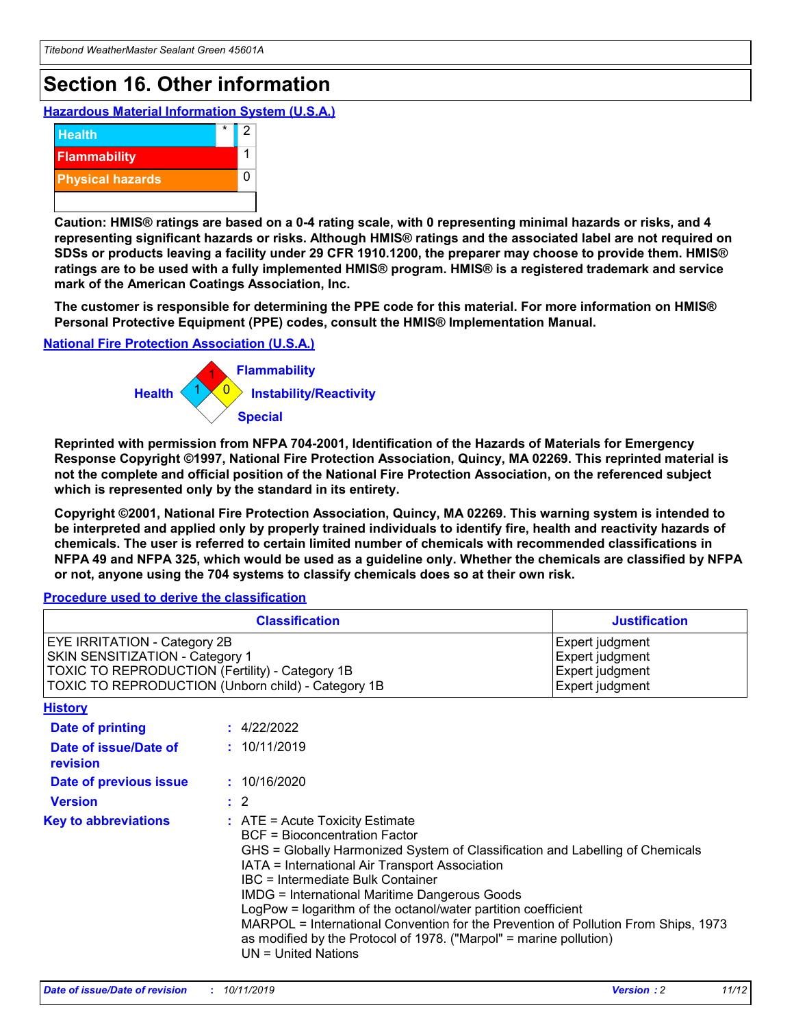# Section 16. Other information

## Hazardous Material Information System (U.S.A.)

| | | |
|---|---|---|
| Health | * | 2 |
| Flammability | | 1 |
| Physical hazards | | 0 |

**Caution: HMIS® ratings are based on a 0-4 rating scale, with 0 representing minimal hazards or risks, and 4 representing significant hazards or risks. Although HMIS® ratings and the associated label are not required on SDSs or products leaving a facility under 29 CFR 1910.1200, the preparer may choose to provide them. HMIS® ratings are to be used with a fully implemented HMIS® program. HMIS® is a registered trademark and service mark of the American Coatings Association, Inc.**

**The customer is responsible for determining the PPE code for this material. For more information on HMIS® Personal Protective Equipment (PPE) codes, consult the HMIS® Implementation Manual.**

## National Fire Protection Association (U.S.A.)

Flammability: 1
Health: 1
Instability/Reactivity: 0
Special:

**Reprinted with permission from NFPA 704-2001, Identification of the Hazards of Materials for Emergency Response Copyright ©1997, National Fire Protection Association, Quincy, MA 02269. This reprinted material is not the complete and official position of the National Fire Protection Association, on the referenced subject which is represented only by the standard in its entirety.**

**Copyright ©2001, National Fire Protection Association, Quincy, MA 02269. This warning system is intended to be interpreted and applied only by properly trained individuals to identify fire, health and reactivity hazards of chemicals. The user is referred to certain limited number of chemicals with recommended classifications in NFPA 49 and NFPA 325, which would be used as a guideline only. Whether the chemicals are classified by NFPA or not, anyone using the 704 systems to classify chemicals does so at their own risk.**

## Procedure used to derive the classification

| Classification | Justification |
|---|---|
| EYE IRRITATION - Category 2B | Expert judgment |
| SKIN SENSITIZATION - Category 1 | Expert judgment |
| TOXIC TO REPRODUCTION (Fertility) - Category 1B | Expert judgment |
| TOXIC TO REPRODUCTION (Unborn child) - Category 1B | Expert judgment |

## History

**Date of printing** : 4/22/2022

**Date of issue/Date of revision** : 10/11/2019

**Date of previous issue** : 10/16/2020

**Version** : 2

**Key to abbreviations** :
ATE = Acute Toxicity Estimate
BCF = Bioconcentration Factor
GHS = Globally Harmonized System of Classification and Labelling of Chemicals
IATA = International Air Transport Association
IBC = Intermediate Bulk Container
IMDG = International Maritime Dangerous Goods
LogPow = logarithm of the octanol/water partition coefficient
MARPOL = International Convention for the Prevention of Pollution From Ships, 1973 as modified by the Protocol of 1978. ("Marpol" = marine pollution)
UN = United Nations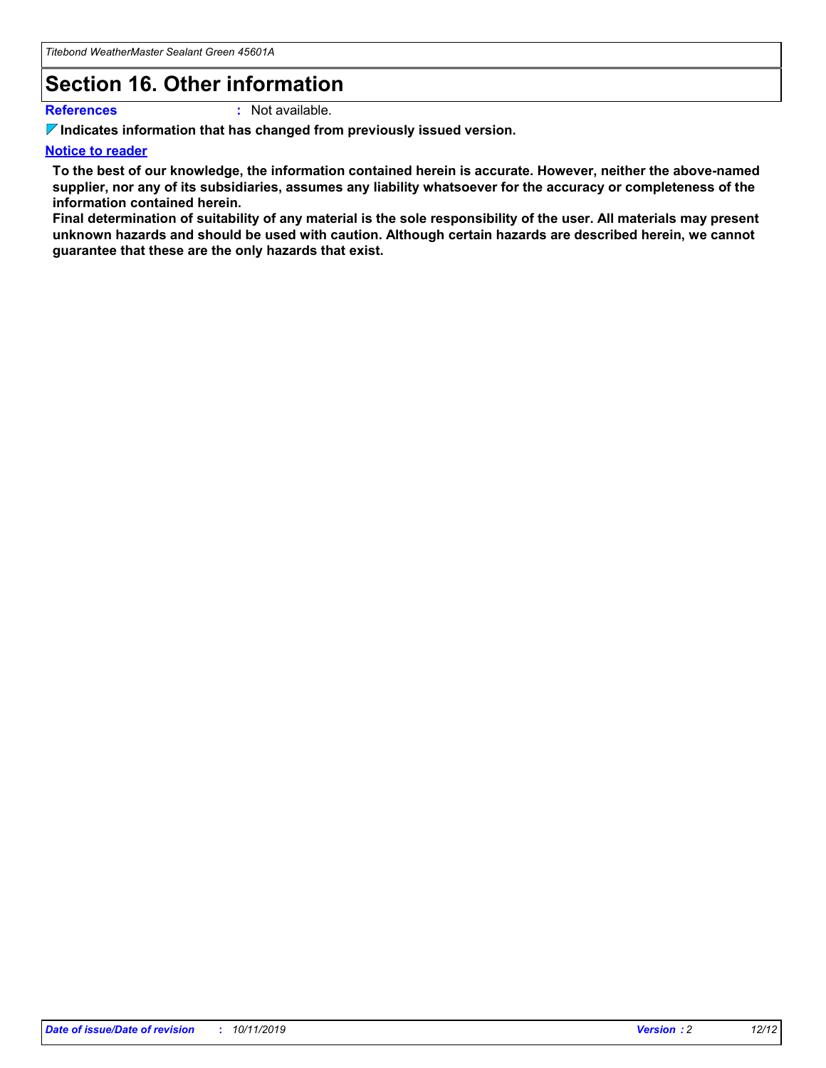# Section 16. Other information

**References** : Not available.

**Indicates information that has changed from previously issued version.**

**Notice to reader**

**To the best of our knowledge, the information contained herein is accurate. However, neither the above-named supplier, nor any of its subsidiaries, assumes any liability whatsoever for the accuracy or completeness of the information contained herein.**

**Final determination of suitability of any material is the sole responsibility of the user. All materials may present unknown hazards and should be used with caution. Although certain hazards are described herein, we cannot guarantee that these are the only hazards that exist.**